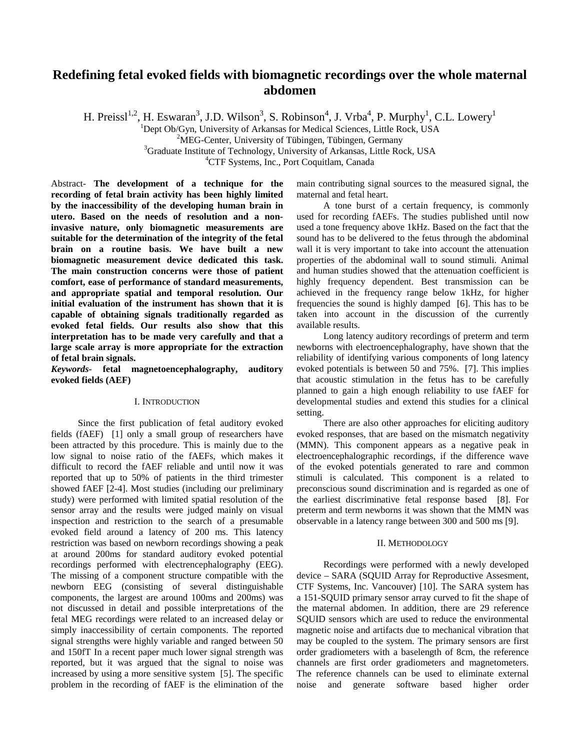# Redefining fetal evoked fields with biomagnetic recordings over the whole maternal abdomen

H. Preissl[1,2], H. Eswaran[3], J.D. Wilson[3], S. Robinson[4], J. Vrba[4], P. Murphy[1], C.L. Lowery[1]

[1]Dept Ob/Gyn, University of Arkansas for Medical Sciences, Little Rock, USA
[2]MEG-Center, University of Tübingen, Tübingen, Germany
[3]Graduate Institute of Technology, University of Arkansas, Little Rock, USA
[4]CTF Systems, Inc., Port Coquitlam, Canada

Abstract- **The development of a technique for the recording of fetal brain activity has been highly limited by the inaccessibility of the developing human brain in utero. Based on the needs of resolution and a non-invasive nature, only biomagnetic measurements are suitable for the determination of the integrity of the fetal brain on a routine basis. We have built a new biomagnetic measurement device dedicated this task. The main construction concerns were those of patient comfort, ease of performance of standard measurements, and appropriate spatial and temporal resolution. Our initial evaluation of the instrument has shown that it is capable of obtaining signals traditionally regarded as evoked fetal fields. Our results also show that this interpretation has to be made very carefully and that a large scale array is more appropriate for the extraction of fetal brain signals.**

***Keywords-*** **fetal magnetoencephalography, auditory evoked fields (AEF)**

## I. Introduction

Since the first publication of fetal auditory evoked fields (fAEF) [1] only a small group of researchers have been attracted by this procedure. This is mainly due to the low signal to noise ratio of the fAEFs, which makes it difficult to record the fAEF reliable and until now it was reported that up to 50% of patients in the third trimester showed fAEF [2-4]. Most studies (including our preliminary study) were performed with limited spatial resolution of the sensor array and the results were judged mainly on visual inspection and restriction to the search of a presumable evoked field around a latency of 200 ms. This latency restriction was based on newborn recordings showing a peak at around 200ms for standard auditory evoked potential recordings performed with electrencephalography (EEG). The missing of a component structure compatible with the newborn EEG (consisting of several distinguishable components, the largest are around 100ms and 200ms) was not discussed in detail and possible interpretations of the fetal MEG recordings were related to an increased delay or simply inaccessibility of certain components. The reported signal strengths were highly variable and ranged between 50 and 150fT In a recent paper much lower signal strength was reported, but it was argued that the signal to noise was increased by using a more sensitive system [5]. The specific problem in the recording of fAEF is the elimination of the main contributing signal sources to the measured signal, the maternal and fetal heart.

A tone burst of a certain frequency, is commonly used for recording fAEFs. The studies published until now used a tone frequency above 1kHz. Based on the fact that the sound has to be delivered to the fetus through the abdominal wall it is very important to take into account the attenuation properties of the abdominal wall to sound stimuli. Animal and human studies showed that the attenuation coefficient is highly frequency dependent. Best transmission can be achieved in the frequency range below 1kHz, for higher frequencies the sound is highly damped [6]. This has to be taken into account in the discussion of the currently available results.

Long latency auditory recordings of preterm and term newborns with electroencephalography, have shown that the reliability of identifying various components of long latency evoked potentials is between 50 and 75%. [7]. This implies that acoustic stimulation in the fetus has to be carefully planned to gain a high enough reliability to use fAEF for developmental studies and extend this studies for a clinical setting.

There are also other approaches for eliciting auditory evoked responses, that are based on the mismatch negativity (MMN). This component appears as a negative peak in electroencephalographic recordings, if the difference wave of the evoked potentials generated to rare and common stimuli is calculated. This component is a related to preconscious sound discrimination and is regarded as one of the earliest discriminative fetal response based [8]. For preterm and term newborns it was shown that the MMN was observable in a latency range between 300 and 500 ms [9].

## II. Methodology

Recordings were performed with a newly developed device – SARA (SQUID Array for Reproductive Assesment, CTF Systems, Inc. Vancouver) [10]. The SARA system has a 151-SQUID primary sensor array curved to fit the shape of the maternal abdomen. In addition, there are 29 reference SQUID sensors which are used to reduce the environmental magnetic noise and artifacts due to mechanical vibration that may be coupled to the system. The primary sensors are first order gradiometers with a baselength of 8cm, the reference channels are first order gradiometers and magnetometers. The reference channels can be used to eliminate external noise and generate software based higher order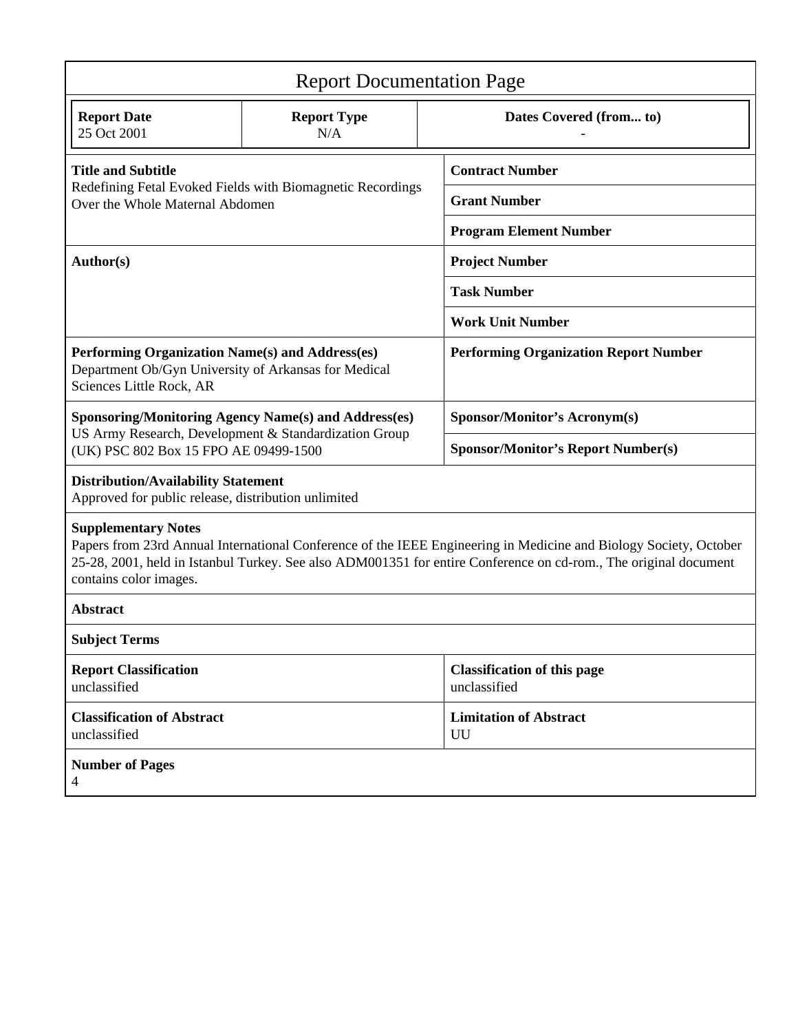# Report Documentation Page

| Report Date | Report Type | Dates Covered (from... to) |
|---|---|---|
| 25 Oct 2001 | N/A | - |

| | |
|---|---|
| **Title and Subtitle**<br>Redefining Fetal Evoked Fields with Biomagnetic Recordings Over the Whole Maternal Abdomen | **Contract Number** |
| | **Grant Number** |
| | **Program Element Number** |
| **Author(s)** | **Project Number** |
| | **Task Number** |
| | **Work Unit Number** |
| **Performing Organization Name(s) and Address(es)**<br>Department Ob/Gyn University of Arkansas for Medical Sciences Little Rock, AR | **Performing Organization Report Number** |
| **Sponsoring/Monitoring Agency Name(s) and Address(es)**<br>US Army Research, Development & Standardization Group (UK) PSC 802 Box 15 FPO AE 09499-1500 | **Sponsor/Monitor's Acronym(s)** |
| | **Sponsor/Monitor's Report Number(s)** |

**Distribution/Availability Statement**
Approved for public release, distribution unlimited

**Supplementary Notes**
Papers from 23rd Annual International Conference of the IEEE Engineering in Medicine and Biology Society, October 25-28, 2001, held in Istanbul Turkey. See also ADM001351 for entire Conference on cd-rom., The original document contains color images.

**Abstract**

**Subject Terms**

| | |
|---|---|
| **Report Classification**<br>unclassified | **Classification of this page**<br>unclassified |
| **Classification of Abstract**<br>unclassified | **Limitation of Abstract**<br>UU |

**Number of Pages**
4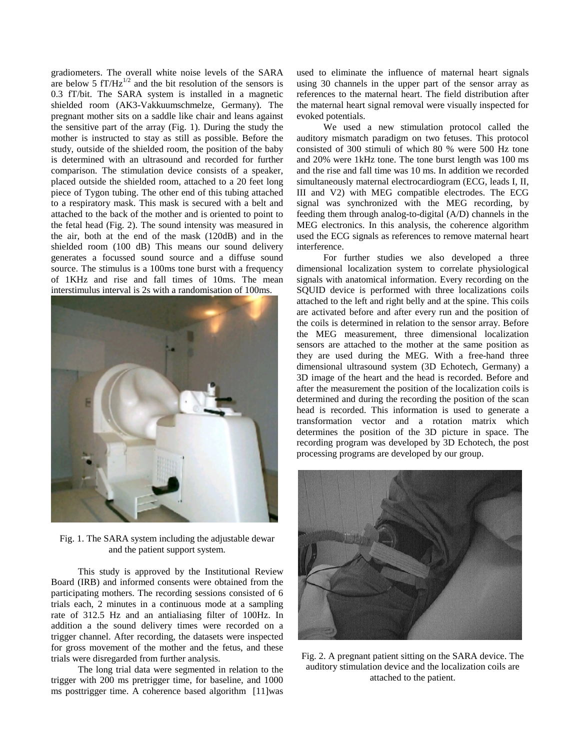gradiometers. The overall white noise levels of the SARA are below 5 $fT/Hz^{1/2}$ and the bit resolution of the sensors is 0.3 fT/bit. The SARA system is installed in a magnetic shielded room (AK3-Vakkuumschmelze, Germany). The pregnant mother sits on a saddle like chair and leans against the sensitive part of the array (Fig. 1). During the study the mother is instructed to stay as still as possible. Before the study, outside of the shielded room, the position of the baby is determined with an ultrasound and recorded for further comparison. The stimulation device consists of a speaker, placed outside the shielded room, attached to a 20 feet long piece of Tygon tubing. The other end of this tubing attached to a respiratory mask. This mask is secured with a belt and attached to the back of the mother and is oriented to point to the fetal head (Fig. 2). The sound intensity was measured in the air, both at the end of the mask (120dB) and in the shielded room (100 dB) This means our sound delivery generates a focussed sound source and a diffuse sound source. The stimulus is a 100ms tone burst with a frequency of 1KHz and rise and fall times of 10ms. The mean interstimulus interval is 2s with a randomisation of 100ms.

Fig. 1. The SARA system including the adjustable dewar and the patient support system.

This study is approved by the Institutional Review Board (IRB) and informed consents were obtained from the participating mothers. The recording sessions consisted of 6 trials each, 2 minutes in a continuous mode at a sampling rate of 312.5 Hz and an antialiasing filter of 100Hz. In addition a the sound delivery times were recorded on a trigger channel. After recording, the datasets were inspected for gross movement of the mother and the fetus, and these trials were disregarded from further analysis.

The long trial data were segmented in relation to the trigger with 200 ms pretrigger time, for baseline, and 1000 ms posttrigger time. A coherence based algorithm [11]was used to eliminate the influence of maternal heart signals using 30 channels in the upper part of the sensor array as references to the maternal heart. The field distribution after the maternal heart signal removal were visually inspected for evoked potentials.

We used a new stimulation protocol called the auditory mismatch paradigm on two fetuses. This protocol consisted of 300 stimuli of which 80 % were 500 Hz tone and 20% were 1kHz tone. The tone burst length was 100 ms and the rise and fall time was 10 ms. In addition we recorded simultaneously maternal electrocardiogram (ECG, leads I, II, III and V2) with MEG compatible electrodes. The ECG signal was synchronized with the MEG recording, by feeding them through analog-to-digital (A/D) channels in the MEG electronics. In this analysis, the coherence algorithm used the ECG signals as references to remove maternal heart interference.

For further studies we also developed a three dimensional localization system to correlate physiological signals with anatomical information. Every recording on the SQUID device is performed with three localizations coils attached to the left and right belly and at the spine. This coils are activated before and after every run and the position of the coils is determined in relation to the sensor array. Before the MEG measurement, three dimensional localization sensors are attached to the mother at the same position as they are used during the MEG. With a free-hand three dimensional ultrasound system (3D Echotech, Germany) a 3D image of the heart and the head is recorded. Before and after the measurement the position of the localization coils is determined and during the recording the position of the scan head is recorded. This information is used to generate a transformation vector and a rotation matrix which determines the position of the 3D picture in space. The recording program was developed by 3D Echotech, the post processing programs are developed by our group.

Fig. 2. A pregnant patient sitting on the SARA device. The auditory stimulation device and the localization coils are attached to the patient.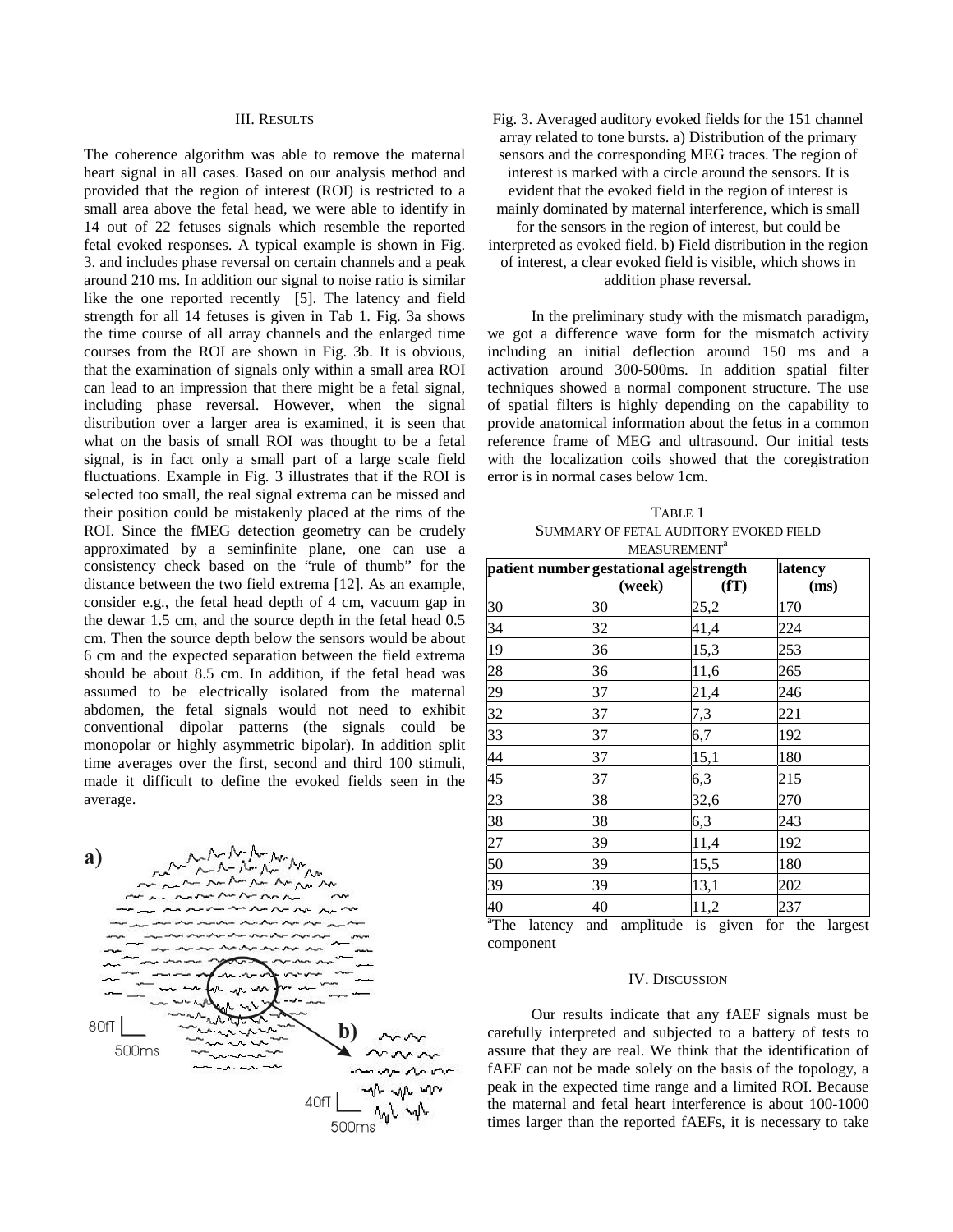## III. Results

The coherence algorithm was able to remove the maternal heart signal in all cases. Based on our analysis method and provided that the region of interest (ROI) is restricted to a small area above the fetal head, we were able to identify in 14 out of 22 fetuses signals which resemble the reported fetal evoked responses. A typical example is shown in Fig. 3. and includes phase reversal on certain channels and a peak around 210 ms. In addition our signal to noise ratio is similar like the one reported recently [5]. The latency and field strength for all 14 fetuses is given in Tab 1. Fig. 3a shows the time course of all array channels and the enlarged time courses from the ROI are shown in Fig. 3b. It is obvious, that the examination of signals only within a small area ROI can lead to an impression that there might be a fetal signal, including phase reversal. However, when the signal distribution over a larger area is examined, it is seen that what on the basis of small ROI was thought to be a fetal signal, is in fact only a small part of a large scale field fluctuations. Example in Fig. 3 illustrates that if the ROI is selected too small, the real signal extrema can be missed and their position could be mistakenly placed at the rims of the ROI. Since the fMEG detection geometry can be crudely approximated by a seminfinite plane, one can use a consistency check based on the "rule of thumb" for the distance between the two field extrema [12]. As an example, consider e.g., the fetal head depth of 4 cm, vacuum gap in the dewar 1.5 cm, and the source depth in the fetal head 0.5 cm. Then the source depth below the sensors would be about 6 cm and the expected separation between the field extrema should be about 8.5 cm. In addition, if the fetal head was assumed to be electrically isolated from the maternal abdomen, the fetal signals would not need to exhibit conventional dipolar patterns (the signals could be monopolar or highly asymmetric bipolar). In addition split time averages over the first, second and third 100 stimuli, made it difficult to define the evoked fields seen in the average.

Fig. 3. Averaged auditory evoked fields for the 151 channel array related to tone bursts. a) Distribution of the primary sensors and the corresponding MEG traces. The region of interest is marked with a circle around the sensors. It is evident that the evoked field in the region of interest is mainly dominated by maternal interference, which is small for the sensors in the region of interest, but could be interpreted as evoked field. b) Field distribution in the region of interest, a clear evoked field is visible, which shows in addition phase reversal.

In the preliminary study with the mismatch paradigm, we got a difference wave form for the mismatch activity including an initial deflection around 150 ms and a activation around 300-500ms. In addition spatial filter techniques showed a normal component structure. The use of spatial filters is highly depending on the capability to provide anatomical information about the fetus in a common reference frame of MEG and ultrasound. Our initial tests with the localization coils showed that the coregistration error is in normal cases below 1cm.

Table 1
Summary of Fetal Auditory Evoked Field Measurement[a]

| patient number | gestational age (week) | strength (fT) | latency (ms) |
|---|---|---|---|
| 30 | 30 | 25,2 | 170 |
| 34 | 32 | 41,4 | 224 |
| 19 | 36 | 15,3 | 253 |
| 28 | 36 | 11,6 | 265 |
| 29 | 37 | 21,4 | 246 |
| 32 | 37 | 7,3 | 221 |
| 33 | 37 | 6,7 | 192 |
| 44 | 37 | 15,1 | 180 |
| 45 | 37 | 6,3 | 215 |
| 23 | 38 | 32,6 | 270 |
| 38 | 38 | 6,3 | 243 |
| 27 | 39 | 11,4 | 192 |
| 50 | 39 | 15,5 | 180 |
| 39 | 39 | 13,1 | 202 |
| 40 | 40 | 11,2 | 237 |

[a]The latency and amplitude is given for the largest component

## IV. Discussion

Our results indicate that any fAEF signals must be carefully interpreted and subjected to a battery of tests to assure that they are real. We think that the identification of fAEF can not be made solely on the basis of the topology, a peak in the expected time range and a limited ROI. Because the maternal and fetal heart interference is about 100-1000 times larger than the reported fAEFs, it is necessary to take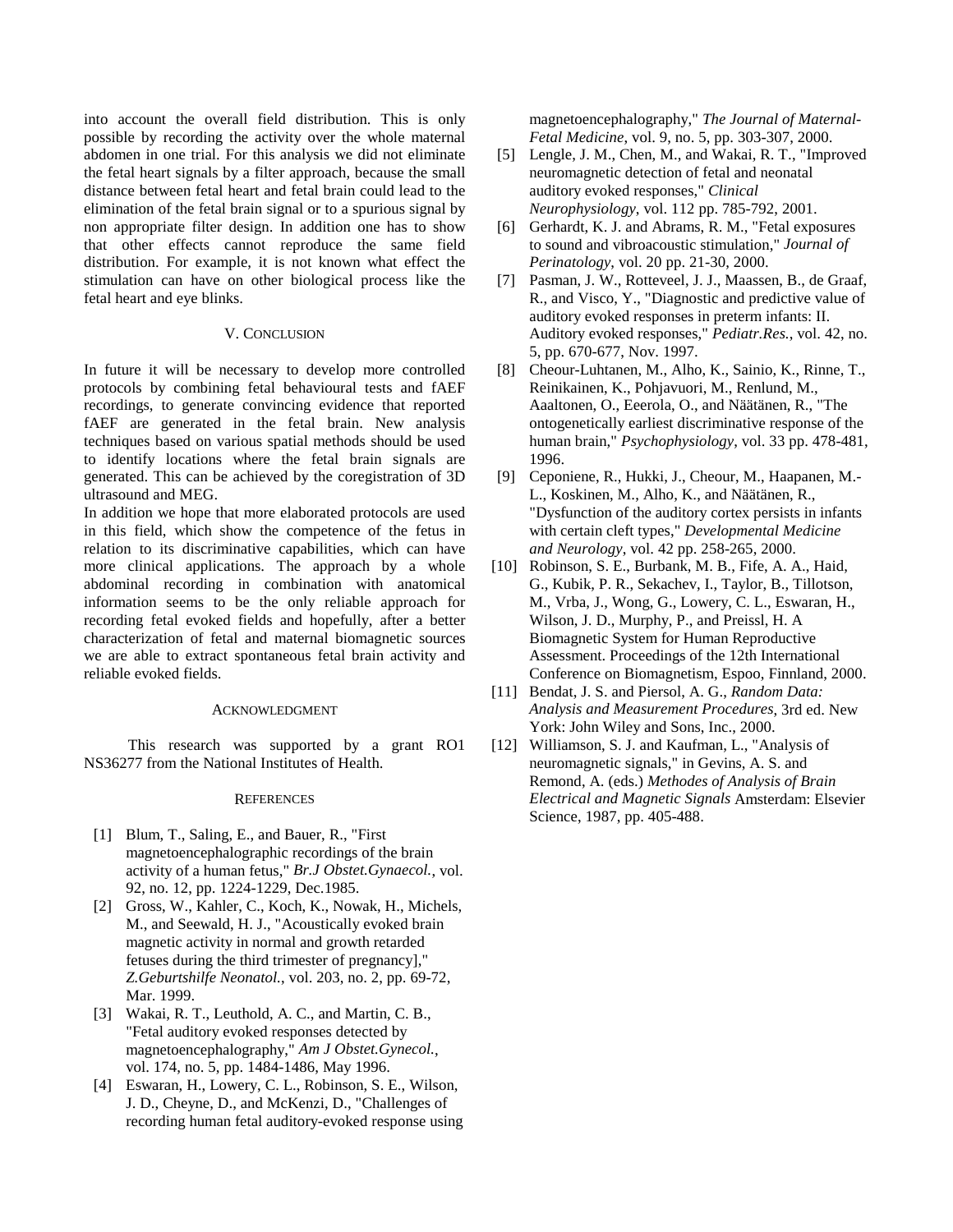into account the overall field distribution. This is only possible by recording the activity over the whole maternal abdomen in one trial. For this analysis we did not eliminate the fetal heart signals by a filter approach, because the small distance between fetal heart and fetal brain could lead to the elimination of the fetal brain signal or to a spurious signal by non appropriate filter design. In addition one has to show that other effects cannot reproduce the same field distribution. For example, it is not known what effect the stimulation can have on other biological process like the fetal heart and eye blinks.

## V. Conclusion

In future it will be necessary to develop more controlled protocols by combining fetal behavioural tests and fAEF recordings, to generate convincing evidence that reported fAEF are generated in the fetal brain. New analysis techniques based on various spatial methods should be used to identify locations where the fetal brain signals are generated. This can be achieved by the coregistration of 3D ultrasound and MEG.

In addition we hope that more elaborated protocols are used in this field, which show the competence of the fetus in relation to its discriminative capabilities, which can have more clinical applications. The approach by a whole abdominal recording in combination with anatomical information seems to be the only reliable approach for recording fetal evoked fields and hopefully, after a better characterization of fetal and maternal biomagnetic sources we are able to extract spontaneous fetal brain activity and reliable evoked fields.

## Acknowledgment

This research was supported by a grant RO1 NS36277 from the National Institutes of Health.

## References

[1] Blum, T., Saling, E., and Bauer, R., "First magnetoencephalographic recordings of the brain activity of a human fetus," *Br.J Obstet.Gynaecol.*, vol. 92, no. 12, pp. 1224-1229, Dec.1985.

[2] Gross, W., Kahler, C., Koch, K., Nowak, H., Michels, M., and Seewald, H. J., "Acoustically evoked brain magnetic activity in normal and growth retarded fetuses during the third trimester of pregnancy]," *Z.Geburtshilfe Neonatol.*, vol. 203, no. 2, pp. 69-72, Mar. 1999.

[3] Wakai, R. T., Leuthold, A. C., and Martin, C. B., "Fetal auditory evoked responses detected by magnetoencephalography," *Am J Obstet.Gynecol.*, vol. 174, no. 5, pp. 1484-1486, May 1996.

[4] Eswaran, H., Lowery, C. L., Robinson, S. E., Wilson, J. D., Cheyne, D., and McKenzi, D., "Challenges of recording human fetal auditory-evoked response using magnetoencephalography," *The Journal of Maternal-Fetal Medicine*, vol. 9, no. 5, pp. 303-307, 2000.

[5] Lengle, J. M., Chen, M., and Wakai, R. T., "Improved neuromagnetic detection of fetal and neonatal auditory evoked responses," *Clinical Neurophysiology*, vol. 112 pp. 785-792, 2001.

[6] Gerhardt, K. J. and Abrams, R. M., "Fetal exposures to sound and vibroacoustic stimulation," *Journal of Perinatology*, vol. 20 pp. 21-30, 2000.

[7] Pasman, J. W., Rotteveel, J. J., Maassen, B., de Graaf, R., and Visco, Y., "Diagnostic and predictive value of auditory evoked responses in preterm infants: II. Auditory evoked responses," *Pediatr.Res.*, vol. 42, no. 5, pp. 670-677, Nov. 1997.

[8] Cheour-Luhtanen, M., Alho, K., Sainio, K., Rinne, T., Reinikainen, K., Pohjavuori, M., Renlund, M., Aaaltonen, O., Eeerola, O., and Näätänen, R., "The ontogenetically earliest discriminative response of the human brain," *Psychophysiology*, vol. 33 pp. 478-481, 1996.

[9] Ceponiene, R., Hukki, J., Cheour, M., Haapanen, M.-L., Koskinen, M., Alho, K., and Näätänen, R., "Dysfunction of the auditory cortex persists in infants with certain cleft types," *Developmental Medicine and Neurology*, vol. 42 pp. 258-265, 2000.

[10] Robinson, S. E., Burbank, M. B., Fife, A. A., Haid, G., Kubik, P. R., Sekachev, I., Taylor, B., Tillotson, M., Vrba, J., Wong, G., Lowery, C. L., Eswaran, H., Wilson, J. D., Murphy, P., and Preissl, H. A Biomagnetic System for Human Reproductive Assessment. Proceedings of the 12th International Conference on Biomagnetism, Espoo, Finnland, 2000.

[11] Bendat, J. S. and Piersol, A. G., *Random Data: Analysis and Measurement Procedures*, 3rd ed. New York: John Wiley and Sons, Inc., 2000.

[12] Williamson, S. J. and Kaufman, L., "Analysis of neuromagnetic signals," in Gevins, A. S. and Remond, A. (eds.) *Methodes of Analysis of Brain Electrical and Magnetic Signals* Amsterdam: Elsevier Science, 1987, pp. 405-488.